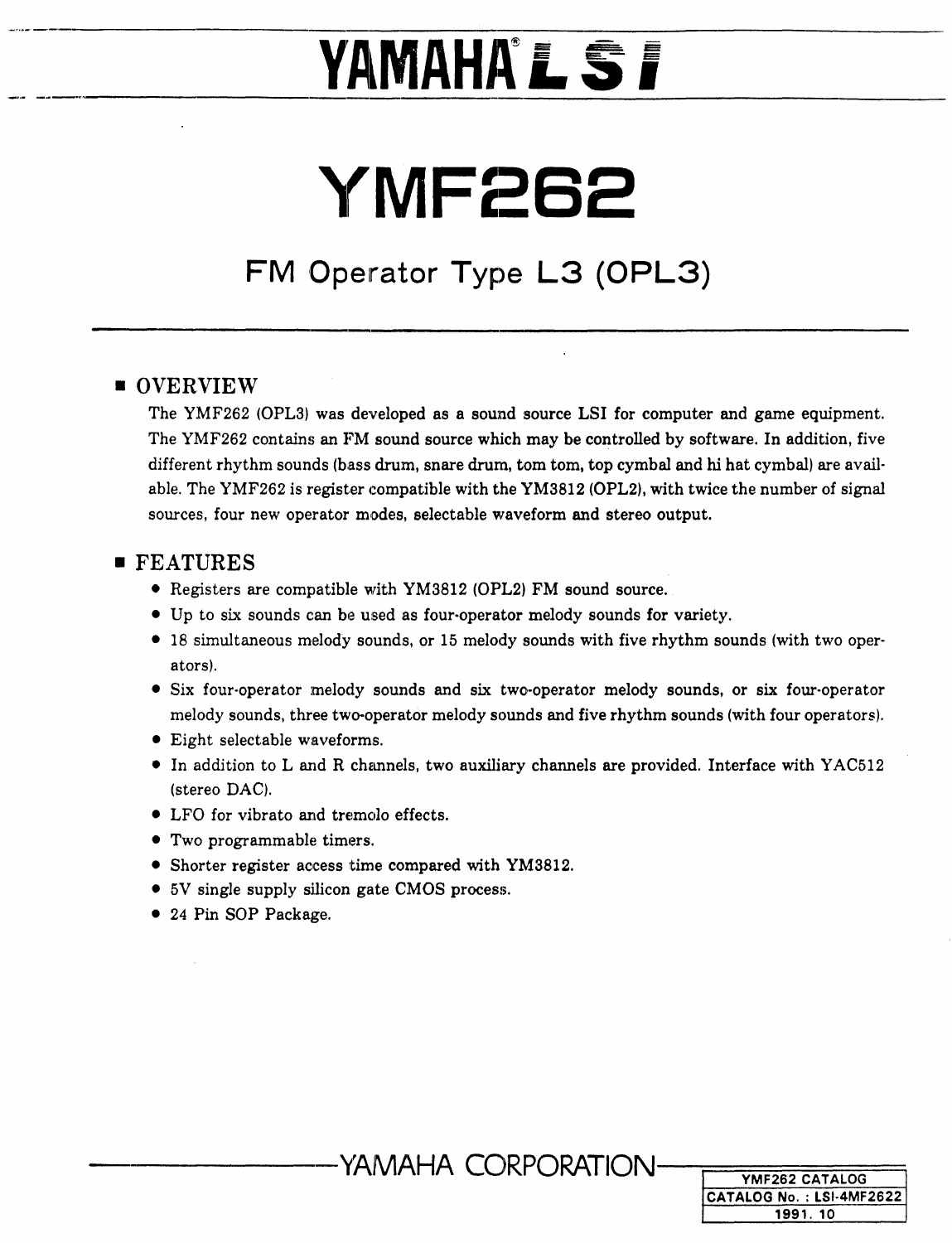# YAMAHA® LSI

# YMF262

## FM Operator Type L3 (OPL3)

### ■ OVERVIEW

The YMF262 (OPL3) was developed as a sound source LSI for computer and game equipment. The YMF262 contains an FM sound source which may be controlled by software. In addition, five different rhythm sounds (bass drum, snare drum, tom tom, top cymbal and hi hat cymbal) are available. The YMF262 is register compatible with the YM3812 (OPL2), with twice the number of signal sources, four new operator modes, selectable waveform and stereo output.

### ■ FEATURES

- Registers are compatible with YM3812 (OPL2) FM sound source.
- Up to six sounds can be used as four-operator melody sounds for variety.
- 18 simultaneous melody sounds, or 15 melody sounds with five rhythm sounds (with two operators).
- Six four-operator melody sounds and six two-operator melody sounds, or six four-operator melody sounds, three two-operator melody sounds and five rhythm sounds (with four operators).
- Eight selectable waveforms.
- In addition to L and R channels, two auxiliary channels are provided. Interface with YAC512 (stereo DAC).
- LFO for vibrato and tremolo effects.
- Two programmable timers.
- Shorter register access time compared with YM3812.
- 5V single supply silicon gate CMOS process.
- 24 Pin SOP Package.

YAMAHA CORPORATION

| YMF262 CATALOG |
|---|
| CATALOG No. : LSI-4MF2622 |
| 1991. 10 |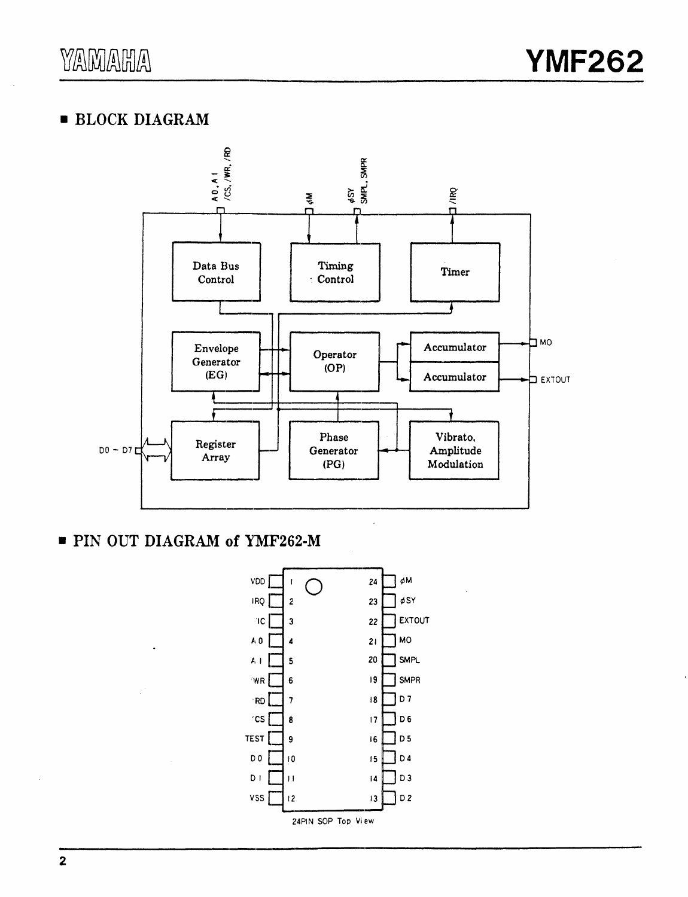## ■ BLOCK DIAGRAM

A 0, A 1 /CS, /WR, /RD

φM

φSY SMPL, SMPR

/IRQ

Data Bus Control

Timing Control

Timer

Envelope Generator (EG)

Operator (OP)

Accumulator

Accumulator

MO

EXTOUT

D0 ~ D7

Register Array

Phase Generator (PG)

Vibrato, Amplitude Modulation

## ■ PIN OUT DIAGRAM of YMF262-M

| Pin | Name | Pin | Name |
|---|---|---|---|
| 1 | VDD | 24 | φM |
| 2 | IRQ | 23 | φSY |
| 3 | IC | 22 | EXTOUT |
| 4 | A 0 | 21 | MO |
| 5 | A 1 | 20 | SMPL |
| 6 | WR | 19 | SMPR |
| 7 | RD | 18 | D 7 |
| 8 | CS | 17 | D 6 |
| 9 | TEST | 16 | D 5 |
| 10 | D 0 | 15 | D 4 |
| 11 | D 1 | 14 | D 3 |
| 12 | VSS | 13 | D 2 |

24PIN SOP Top View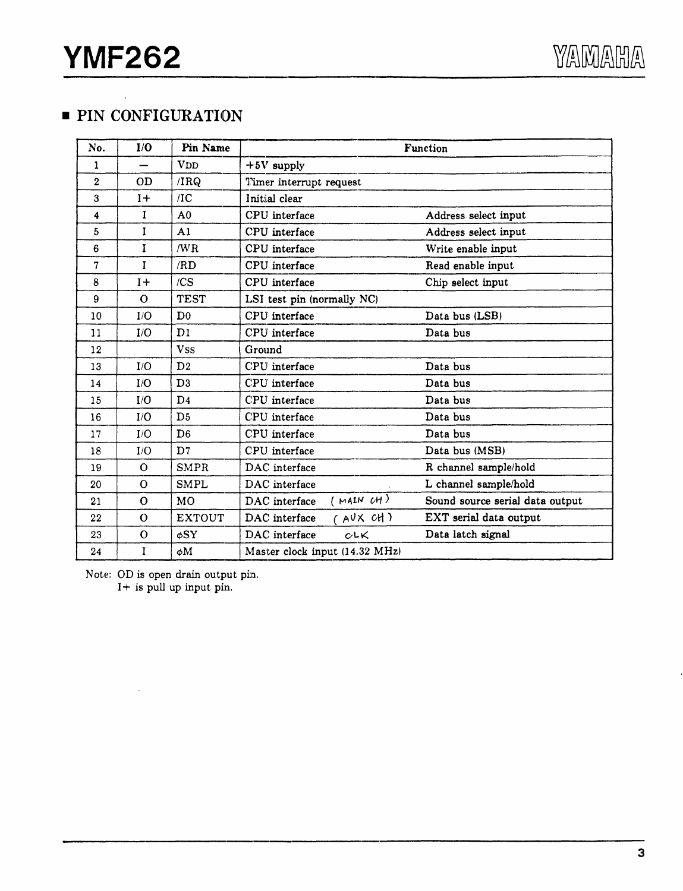## ■ PIN CONFIGURATION

| No. | I/O | Pin Name | Function | |
|---|---|---|---|---|
| 1 | — | VDD | +5V supply | |
| 2 | OD | /IRQ | Timer interrupt request | |
| 3 | I+ | /IC | Initial clear | |
| 4 | I | A0 | CPU interface | Address select input |
| 5 | I | A1 | CPU interface | Address select input |
| 6 | I | /WR | CPU interface | Write enable input |
| 7 | I | /RD | CPU interface | Read enable input |
| 8 | I+ | /CS | CPU interface | Chip select input |
| 9 | O | TEST | LSI test pin (normally NC) | |
| 10 | I/O | D0 | CPU interface | Data bus (LSB) |
| 11 | I/O | D1 | CPU interface | Data bus |
| 12 | | Vss | Ground | |
| 13 | I/O | D2 | CPU interface | Data bus |
| 14 | I/O | D3 | CPU interface | Data bus |
| 15 | I/O | D4 | CPU interface | Data bus |
| 16 | I/O | D5 | CPU interface | Data bus |
| 17 | I/O | D6 | CPU interface | Data bus |
| 18 | I/O | D7 | CPU interface | Data bus (MSB) |
| 19 | O | SMPR | DAC interface | R channel sample/hold |
| 20 | O | SMPL | DAC interface | L channel sample/hold |
| 21 | O | MO | DAC interface ( MAIN CH ) | Sound source serial data output |
| 22 | O | EXTOUT | DAC interface ( AUX CH ) | EXT serial data output |
| 23 | O | φSY | DAC interface CLK | Data latch signal |
| 24 | I | φM | Master clock input (14.32 MHz) | |

Note: OD is open drain output pin.
I+ is pull up input pin.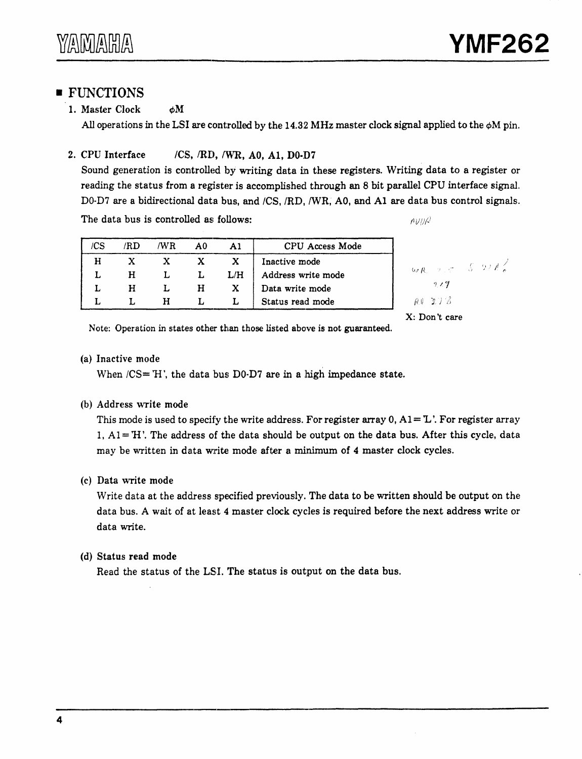## ■ FUNCTIONS

1. Master Clock  φM

All operations in the LSI are controlled by the 14.32 MHz master clock signal applied to the φM pin.

2. CPU Interface  /CS, /RD, /WR, A0, A1, D0-D7

Sound generation is controlled by writing data in these registers. Writing data to a register or reading the status from a register is accomplished through an 8 bit parallel CPU interface signal. D0-D7 are a bidirectional data bus, and /CS, /RD, /WR, A0, and A1 are data bus control signals.

The data bus is controlled as follows:

| /CS | /RD | /WR | A0 | A1 | CPU Access Mode |
|---|---|---|---|---|---|
| H | X | X | X | X | Inactive mode |
| L | H | L | L | L/H | Address write mode |
| L | H | L | H | X | Data write mode |
| L | L | H | L | L | Status read mode |

X: Don't care

Note: Operation in states other than those listed above is not guaranteed.

(a) Inactive mode

When /CS='H', the data bus D0-D7 are in a high impedance state.

(b) Address write mode

This mode is used to specify the write address. For register array 0, A1='L'. For register array 1, A1='H'. The address of the data should be output on the data bus. After this cycle, data may be written in data write mode after a minimum of 4 master clock cycles.

(c) Data write mode

Write data at the address specified previously. The data to be written should be output on the data bus. A wait of at least 4 master clock cycles is required before the next address write or data write.

(d) Status read mode

Read the status of the LSI. The status is output on the data bus.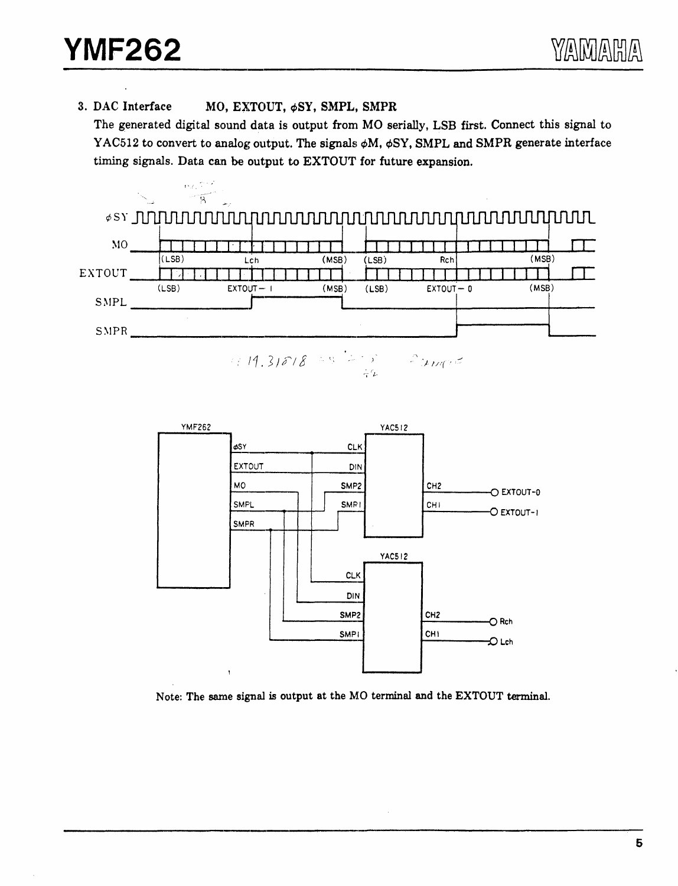### 3. DAC Interface MO, EXTOUT, $\phi$SY, SMPL, SMPR

The generated digital sound data is output from MO serially, LSB first. Connect this signal to YAC512 to convert to analog output. The signals $\phi$M, $\phi$SY, SMPL and SMPR generate interface timing signals. Data can be output to EXTOUT for future expansion.

Note: The same signal is output at the MO terminal and the EXTOUT terminal.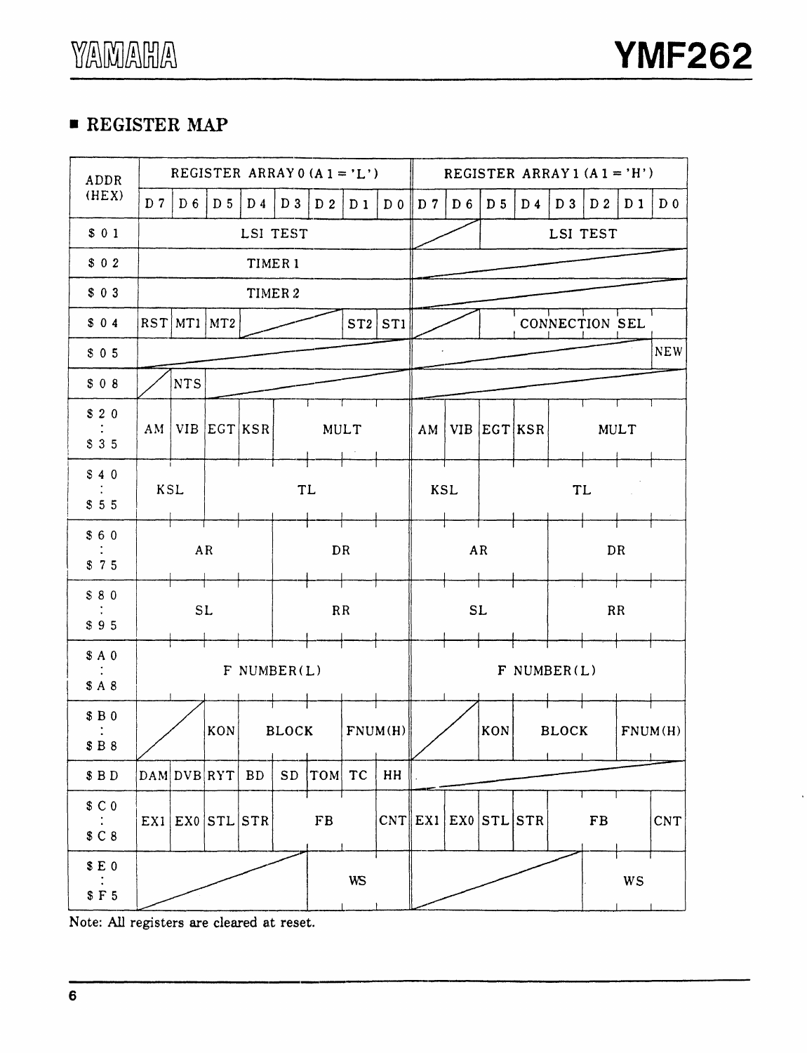## ■ REGISTER MAP

| ADDR (HEX) | REGISTER ARRAY 0 (A1 = 'L') | | | | | | | | REGISTER ARRAY 1 (A1 = 'H') | | | | | | | |
|---|---|---|---|---|---|---|---|---|---|---|---|---|---|---|---|---|
| | D7 | D6 | D5 | D4 | D3 | D2 | D1 | D0 | D7 | D6 | D5 | D4 | D3 | D2 | D1 | D0 |
| $01 | LSI TEST | | | | | | | | | | LSI TEST | | | | | |
| $02 | TIMER 1 | | | | | | | | | | | | | | | |
| $03 | TIMER 2 | | | | | | | | | | | | | | | |
| $04 | RST | MT1 | MT2 | | | | ST2 | ST1 | | | CONNECTION SEL | | | | | |
| $05 | | | | | | | | | | | | | | | | NEW |
| $08 | | NTS | | | | | | | | | | | | | | |
| $20 : $35 | AM | VIB | EGT | KSR | MULT | | | | AM | VIB | EGT | KSR | MULT | | | |
| $40 : $55 | KSL | | TL | | | | | | KSL | | TL | | | | | |
| $60 : $75 | AR | | | | DR | | | | AR | | | | DR | | | |
| $80 : $95 | SL | | | | RR | | | | SL | | | | RR | | | |
| $A0 : $A8 | F NUMBER(L) | | | | | | | | F NUMBER(L) | | | | | | | |
| $B0 : $B8 | | | KON | BLOCK | | | FNUM(H) | | | | KON | BLOCK | | | FNUM(H) | |
| $BD | DAM | DVB | RYT | BD | SD | TOM | TC | HH | | | | | | | | |
| $C0 : $C8 | EX1 | EX0 | STL | STR | FB | | | CNT | EX1 | EX0 | STL | STR | FB | | | CNT |
| $E0 : $F5 | | | | | | WS | | | | | | | | WS | | |

Note: All registers are cleared at reset.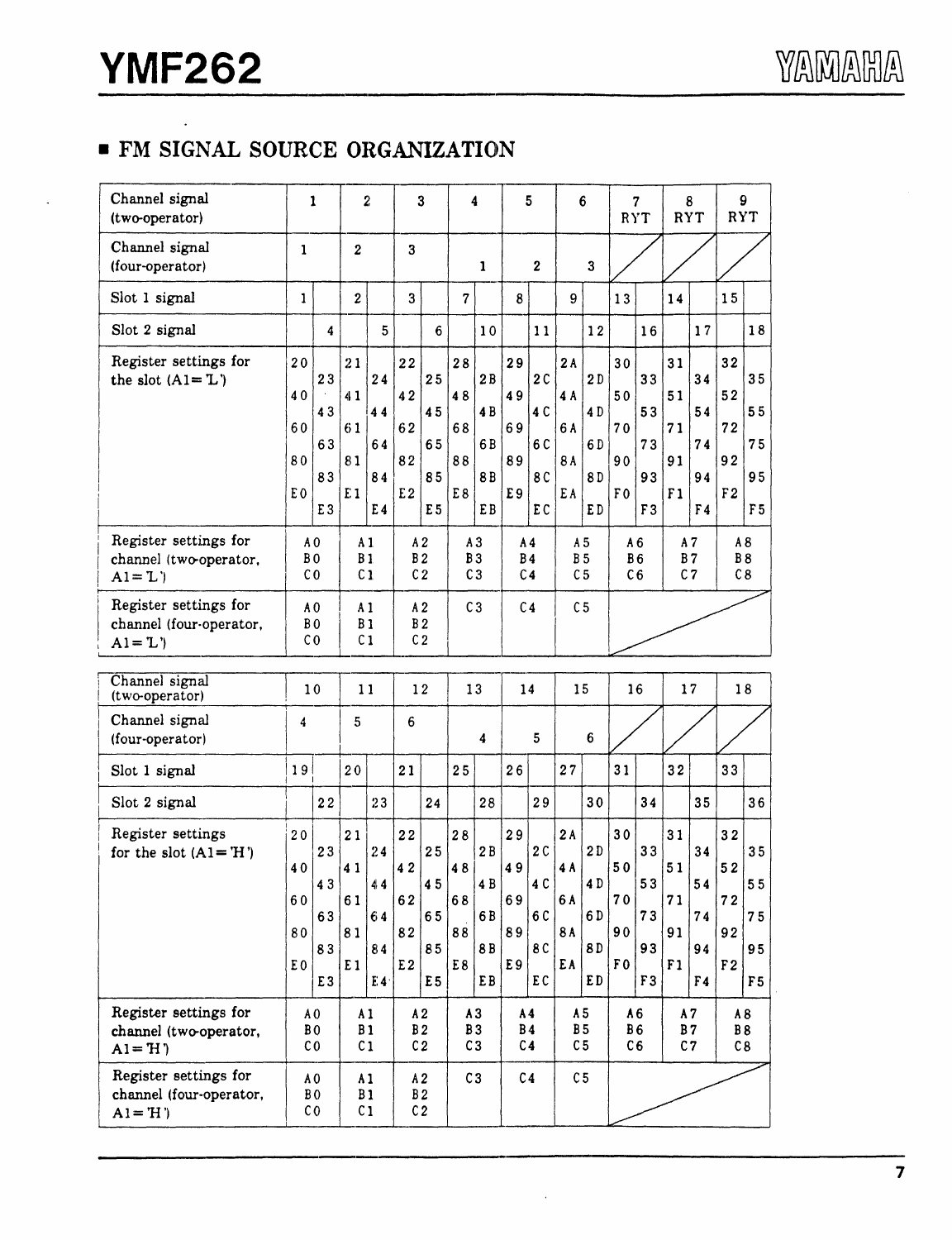## ■ FM SIGNAL SOURCE ORGANIZATION

| Channel signal (two-operator) | 1 | | 2 | | 3 | | 4 | | 5 | | 6 | | 7 RYT | | 8 RYT | | 9 RYT | |
|---|---|---|---|---|---|---|---|---|---|---|---|---|---|---|---|---|---|---|
| Channel signal (four-operator) | 1 | | 2 | | 3 | | 1 | | 2 | | 3 | | | | | | | |
| Slot 1 signal | 1 | | 2 | | 3 | | 7 | | 8 | | 9 | | 13 | | 14 | | 15 | |
| Slot 2 signal | | 4 | | 5 | | 6 | | 10 | | 11 | | 12 | | 16 | | 17 | | 18 |
| Register settings for the slot (A1='L') | 20 | 23 | 21 | 24 | 22 | 25 | 28 | 2B | 29 | 2C | 2A | 2D | 30 | 33 | 31 | 34 | 32 | 35 |
| | 40 | 43 | 41 | 44 | 42 | 45 | 48 | 4B | 49 | 4C | 4A | 4D | 50 | 53 | 51 | 54 | 52 | 55 |
| | 60 | 63 | 61 | 64 | 62 | 65 | 68 | 6B | 69 | 6C | 6A | 6D | 70 | 73 | 71 | 74 | 72 | 75 |
| | 80 | 83 | 81 | 84 | 82 | 85 | 88 | 8B | 89 | 8C | 8A | 8D | 90 | 93 | 91 | 94 | 92 | 95 |
| | E0 | E3 | E1 | E4 | E2 | E5 | E8 | EB | E9 | EC | EA | ED | F0 | F3 | F1 | F4 | F2 | F5 |
| Register settings for channel (two-operator, A1='L') | A0 B0 C0 | | A1 B1 C1 | | A2 B2 C2 | | A3 B3 C3 | | A4 B4 C4 | | A5 B5 C5 | | A6 B6 C6 | | A7 B7 C7 | | A8 B8 C8 | |
| Register settings for channel (four-operator, A1='L') | A0 B0 C0 | | A1 B1 C1 | | A2 B2 C2 | | C3 | | C4 | | C5 | | | | | | | |

| Channel signal (two-operator) | 10 | | 11 | | 12 | | 13 | | 14 | | 15 | | 16 | | 17 | | 18 | |
|---|---|---|---|---|---|---|---|---|---|---|---|---|---|---|---|---|---|---|
| Channel signal (four-operator) | 4 | | 5 | | 6 | | 4 | | 5 | | 6 | | | | | | | |
| Slot 1 signal | 19 | | 20 | | 21 | | 25 | | 26 | | 27 | | 31 | | 32 | | 33 | |
| Slot 2 signal | | 22 | | 23 | | 24 | | 28 | | 29 | | 30 | | 34 | | 35 | | 36 |
| Register settings for the slot (A1='H') | 20 | 23 | 21 | 24 | 22 | 25 | 28 | 2B | 29 | 2C | 2A | 2D | 30 | 33 | 31 | 34 | 32 | 35 |
| | 40 | 43 | 41 | 44 | 42 | 45 | 48 | 4B | 49 | 4C | 4A | 4D | 50 | 53 | 51 | 54 | 52 | 55 |
| | 60 | 63 | 61 | 64 | 62 | 65 | 68 | 6B | 69 | 6C | 6A | 6D | 70 | 73 | 71 | 74 | 72 | 75 |
| | 80 | 83 | 81 | 84 | 82 | 85 | 88 | 8B | 89 | 8C | 8A | 8D | 90 | 93 | 91 | 94 | 92 | 95 |
| | E0 | E3 | E1 | E4 | E2 | E5 | E8 | EB | E9 | EC | EA | ED | F0 | F3 | F1 | F4 | F2 | F5 |
| Register settings for channel (two-operator, A1='H') | A0 B0 C0 | | A1 B1 C1 | | A2 B2 C2 | | A3 B3 C3 | | A4 B4 C4 | | A5 B5 C5 | | A6 B6 C6 | | A7 B7 C7 | | A8 B8 C8 | |
| Register settings for channel (four-operator, A1='H') | A0 B0 C0 | | A1 B1 C1 | | A2 B2 C2 | | C3 | | C4 | | C5 | | | | | | | |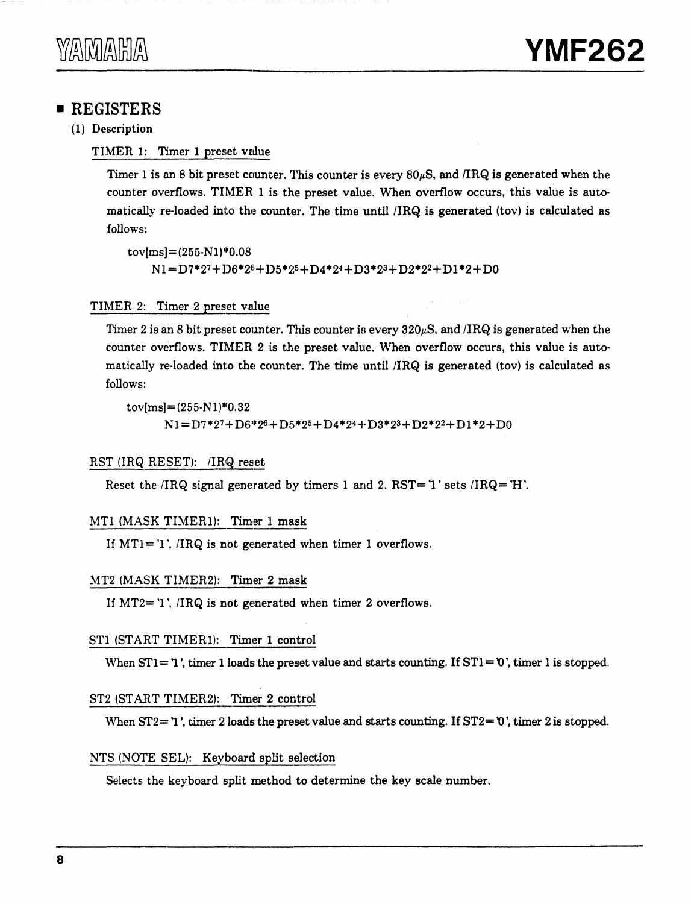## ■ REGISTERS

### (1) Description

TIMER 1: Timer 1 preset value

Timer 1 is an 8 bit preset counter. This counter is every 80μS, and /IRQ is generated when the counter overflows. TIMER 1 is the preset value. When overflow occurs, this value is automatically re-loaded into the counter. The time until /IRQ is generated (tov) is calculated as follows:

$$tov[ms]=(255\text{-}N1)*0.08$$
$$N1=D7*2^7+D6*2^6+D5*2^5+D4*2^4+D3*2^3+D2*2^2+D1*2+D0$$

TIMER 2: Timer 2 preset value

Timer 2 is an 8 bit preset counter. This counter is every 320μS, and /IRQ is generated when the counter overflows. TIMER 2 is the preset value. When overflow occurs, this value is automatically re-loaded into the counter. The time until /IRQ is generated (tov) is calculated as follows:

$$tov[ms]=(255\text{-}N1)*0.32$$
$$N1=D7*2^7+D6*2^6+D5*2^5+D4*2^4+D3*2^3+D2*2^2+D1*2+D0$$

RST (IRQ RESET): /IRQ reset

Reset the /IRQ signal generated by timers 1 and 2. RST='1' sets /IRQ='H'.

MT1 (MASK TIMER1): Timer 1 mask

If MT1='1', /IRQ is not generated when timer 1 overflows.

MT2 (MASK TIMER2): Timer 2 mask

If MT2='1', /IRQ is not generated when timer 2 overflows.

ST1 (START TIMER1): Timer 1 control

When ST1='1', timer 1 loads the preset value and starts counting. If ST1='0', timer 1 is stopped.

ST2 (START TIMER2): Timer 2 control

When ST2='1', timer 2 loads the preset value and starts counting. If ST2='0', timer 2 is stopped.

NTS (NOTE SEL): Keyboard split selection

Selects the keyboard split method to determine the key scale number.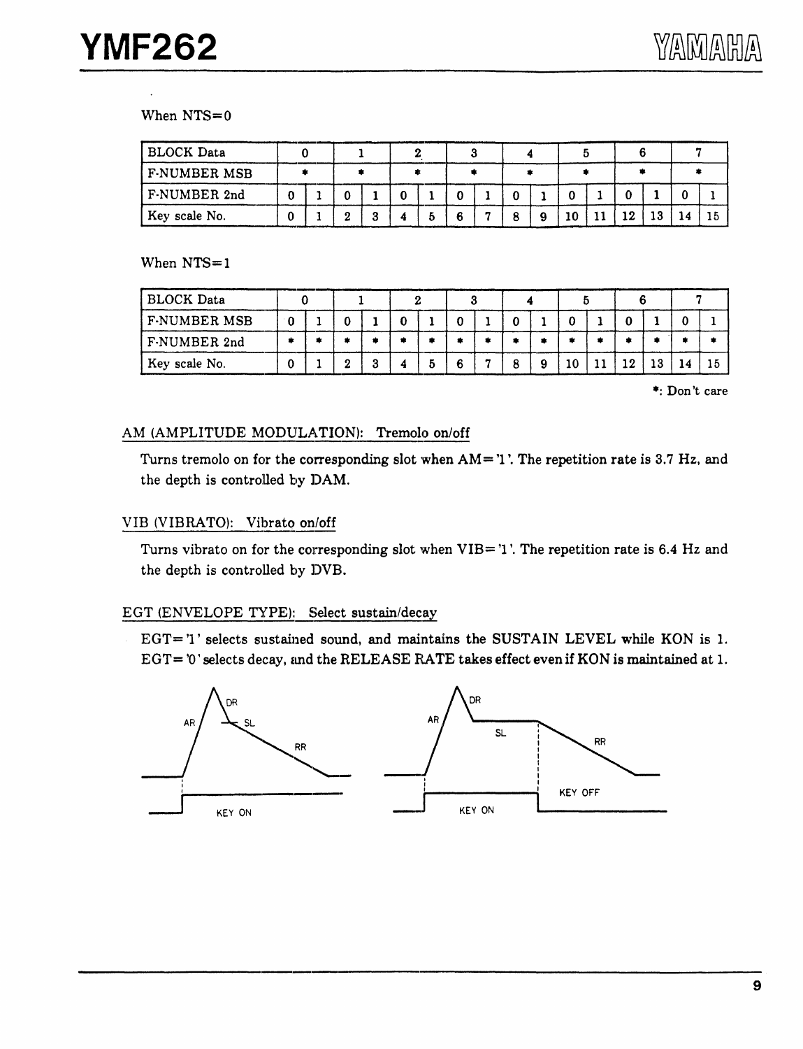When NTS=0

| BLOCK Data | 0 | | 1 | | 2 | | 3 | | 4 | | 5 | | 6 | | 7 | |
|---|---|---|---|---|---|---|---|---|---|---|---|---|---|---|---|---|
| F-NUMBER MSB | * | | * | | * | | * | | * | | * | | * | | * | |
| F-NUMBER 2nd | 0 | 1 | 0 | 1 | 0 | 1 | 0 | 1 | 0 | 1 | 0 | 1 | 0 | 1 | 0 | 1 |
| Key scale No. | 0 | 1 | 2 | 3 | 4 | 5 | 6 | 7 | 8 | 9 | 10 | 11 | 12 | 13 | 14 | 15 |

When NTS=1

| BLOCK Data | 0 | | 1 | | 2 | | 3 | | 4 | | 5 | | 6 | | 7 | |
|---|---|---|---|---|---|---|---|---|---|---|---|---|---|---|---|---|
| F-NUMBER MSB | 0 | 1 | 0 | 1 | 0 | 1 | 0 | 1 | 0 | 1 | 0 | 1 | 0 | 1 | 0 | 1 |
| F-NUMBER 2nd | * | * | * | * | * | * | * | * | * | * | * | * | * | * | * | * |
| Key scale No. | 0 | 1 | 2 | 3 | 4 | 5 | 6 | 7 | 8 | 9 | 10 | 11 | 12 | 13 | 14 | 15 |

*: Don't care

### AM (AMPLITUDE MODULATION): Tremolo on/off

Turns tremolo on for the corresponding slot when AM='1'. The repetition rate is 3.7 Hz, and the depth is controlled by DAM.

### VIB (VIBRATO): Vibrato on/off

Turns vibrato on for the corresponding slot when VIB='1'. The repetition rate is 6.4 Hz and the depth is controlled by DVB.

### EGT (ENVELOPE TYPE): Select sustain/decay

EGT='1' selects sustained sound, and maintains the SUSTAIN LEVEL while KON is 1. EGT='0' selects decay, and the RELEASE RATE takes effect even if KON is maintained at 1.

AR DR SL RR KEY ON

AR DR SL RR KEY ON KEY OFF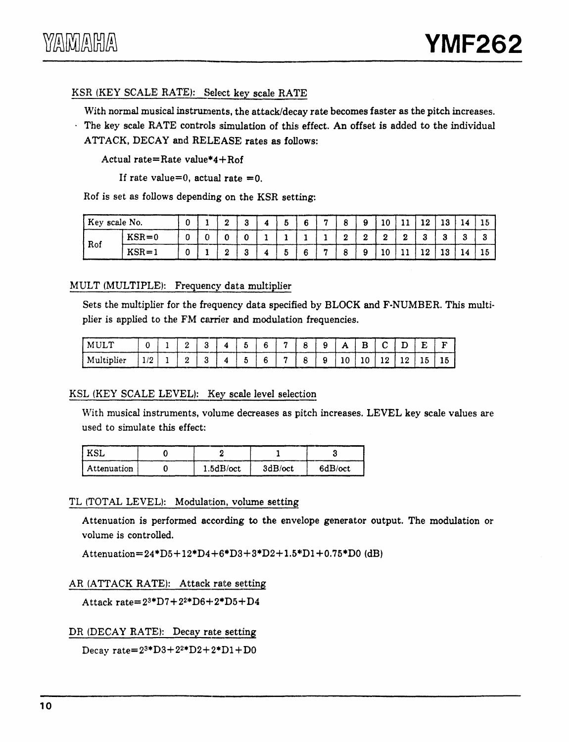### KSR (KEY SCALE RATE): Select key scale RATE

With normal musical instruments, the attack/decay rate becomes faster as the pitch increases. The key scale RATE controls simulation of this effect. An offset is added to the individual ATTACK, DECAY and RELEASE rates as follows:

Actual rate=Rate value*4+Rof

If rate value=0, actual rate =0.

Rof is set as follows depending on the KSR setting:

| Key scale No. | | 0 | 1 | 2 | 3 | 4 | 5 | 6 | 7 | 8 | 9 | 10 | 11 | 12 | 13 | 14 | 15 |
|---|---|---|---|---|---|---|---|---|---|---|---|---|---|---|---|---|---|
| Rof | KSR=0 | 0 | 0 | 0 | 0 | 1 | 1 | 1 | 1 | 2 | 2 | 2 | 2 | 3 | 3 | 3 | 3 |
| | KSR=1 | 0 | 1 | 2 | 3 | 4 | 5 | 6 | 7 | 8 | 9 | 10 | 11 | 12 | 13 | 14 | 15 |

### MULT (MULTIPLE): Frequency data multiplier

Sets the multiplier for the frequency data specified by BLOCK and F-NUMBER. This multiplier is applied to the FM carrier and modulation frequencies.

| MULT | 0 | 1 | 2 | 3 | 4 | 5 | 6 | 7 | 8 | 9 | A | B | C | D | E | F |
|---|---|---|---|---|---|---|---|---|---|---|---|---|---|---|---|---|
| Multiplier | 1/2 | 1 | 2 | 3 | 4 | 5 | 6 | 7 | 8 | 9 | 10 | 10 | 12 | 12 | 15 | 15 |

### KSL (KEY SCALE LEVEL): Key scale level selection

With musical instruments, volume decreases as pitch increases. LEVEL key scale values are used to simulate this effect:

| KSL | 0 | 2 | 1 | 3 |
|---|---|---|---|---|
| Attenuation | 0 | 1.5dB/oct | 3dB/oct | 6dB/oct |

### TL (TOTAL LEVEL): Modulation, volume setting

Attenuation is performed according to the envelope generator output. The modulation or volume is controlled.

Attenuation=24*D5+12*D4+6*D3+3*D2+1.5*D1+0.75*D0 (dB)

### AR (ATTACK RATE): Attack rate setting

Attack rate=$2^3$*D7+$2^2$*D6+2*D5+D4

### DR (DECAY RATE): Decay rate setting

Decay rate=$2^3$*D3+$2^2$*D2+2*D1+D0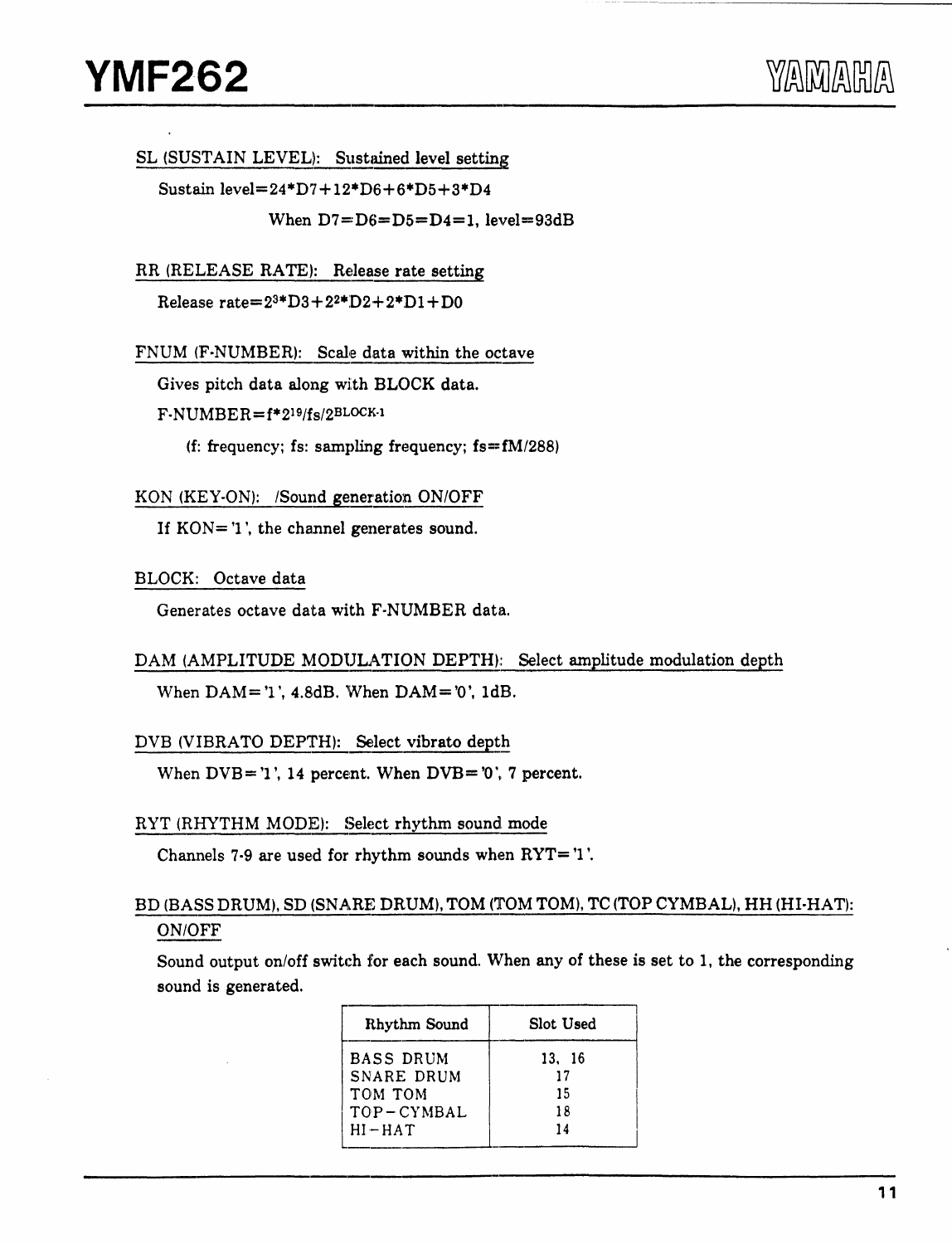SL (SUSTAIN LEVEL): Sustained level setting

Sustain level=24*D7+12*D6+6*D5+3*D4

When D7=D6=D5=D4=1, level=93dB

RR (RELEASE RATE): Release rate setting

Release rate=$2^3$*D3+$2^2$*D2+2*D1+D0

FNUM (F-NUMBER): Scale data within the octave

Gives pitch data along with BLOCK data.

F-NUMBER=f*$2^{19}$/fs/$2^{BLOCK-1}$

(f: frequency; fs: sampling frequency; fs=fM/288)

KON (KEY-ON): /Sound generation ON/OFF

If KON='1', the channel generates sound.

BLOCK: Octave data

Generates octave data with F-NUMBER data.

DAM (AMPLITUDE MODULATION DEPTH): Select amplitude modulation depth

When DAM='1', 4.8dB. When DAM='0', 1dB.

DVB (VIBRATO DEPTH): Select vibrato depth

When DVB='1', 14 percent. When DVB='0', 7 percent.

RYT (RHYTHM MODE): Select rhythm sound mode

Channels 7-9 are used for rhythm sounds when RYT='1'.

BD (BASS DRUM), SD (SNARE DRUM), TOM (TOM TOM), TC (TOP CYMBAL), HH (HI-HAT): ON/OFF

Sound output on/off switch for each sound. When any of these is set to 1, the corresponding sound is generated.

| Rhythm Sound | Slot Used |
|---|---|
| BASS DRUM | 13, 16 |
| SNARE DRUM | 17 |
| TOM TOM | 15 |
| TOP-CYMBAL | 18 |
| HI-HAT | 14 |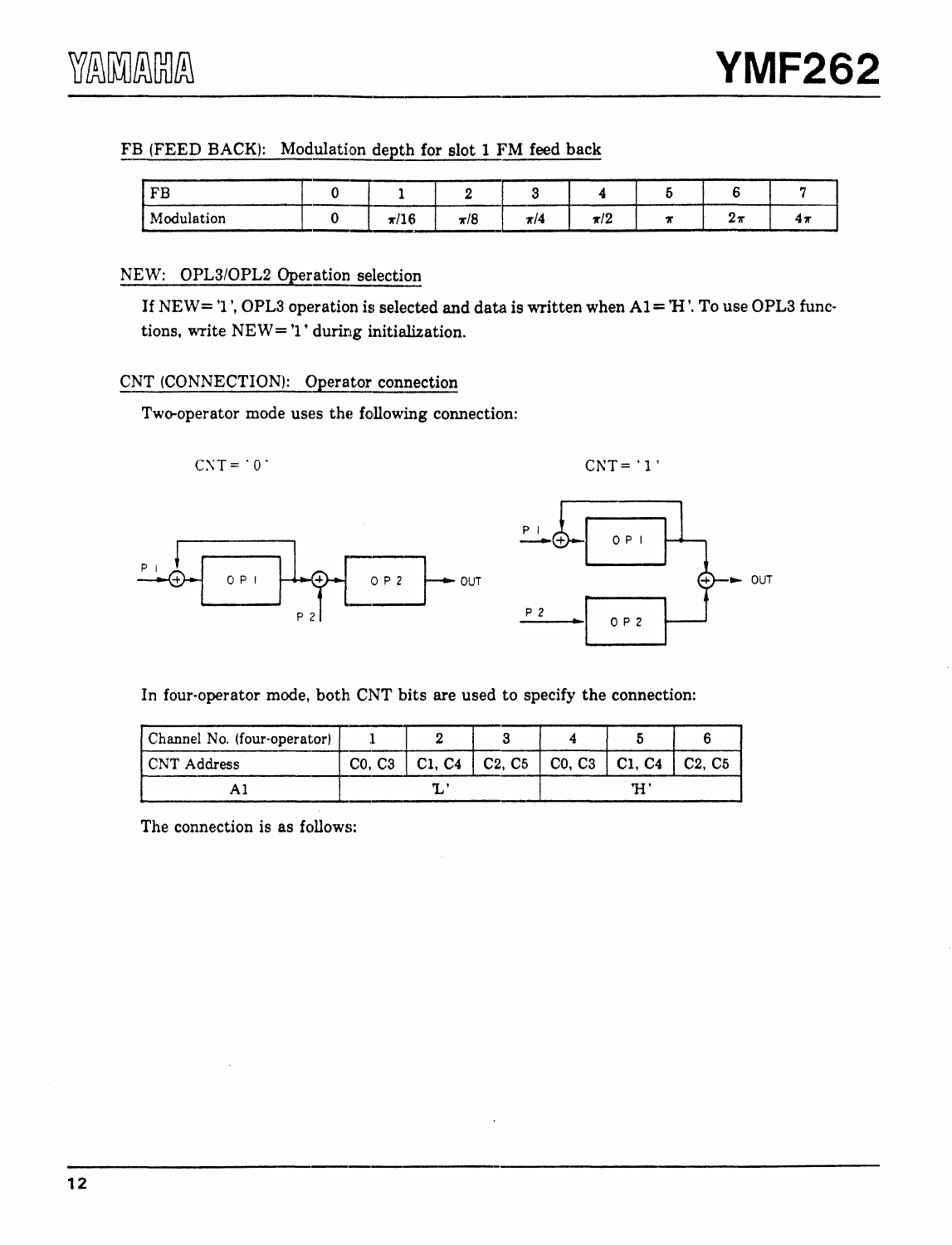FB (FEED BACK): Modulation depth for slot 1 FM feed back

| FB | 0 | 1 | 2 | 3 | 4 | 5 | 6 | 7 |
|---|---|---|---|---|---|---|---|---|
| Modulation | 0 | $\pi/16$ | $\pi/8$ | $\pi/4$ | $\pi/2$ | $\pi$ | $2\pi$ | $4\pi$ |

NEW: OPL3/OPL2 Operation selection

If NEW= '1', OPL3 operation is selected and data is written when A1='H'. To use OPL3 functions, write NEW='1' during initialization.

CNT (CONNECTION): Operator connection

Two-operator mode uses the following connection:

CNT = '0'

CNT = '1'

In four-operator mode, both CNT bits are used to specify the connection:

| Channel No. (four-operator) | 1 | 2 | 3 | 4 | 5 | 6 |
|---|---|---|---|---|---|---|
| CNT Address | C0, C3 | C1, C4 | C2, C5 | C0, C3 | C1, C4 | C2, C5 |
| A1 | | 'L' | | | 'H' | |

The connection is as follows: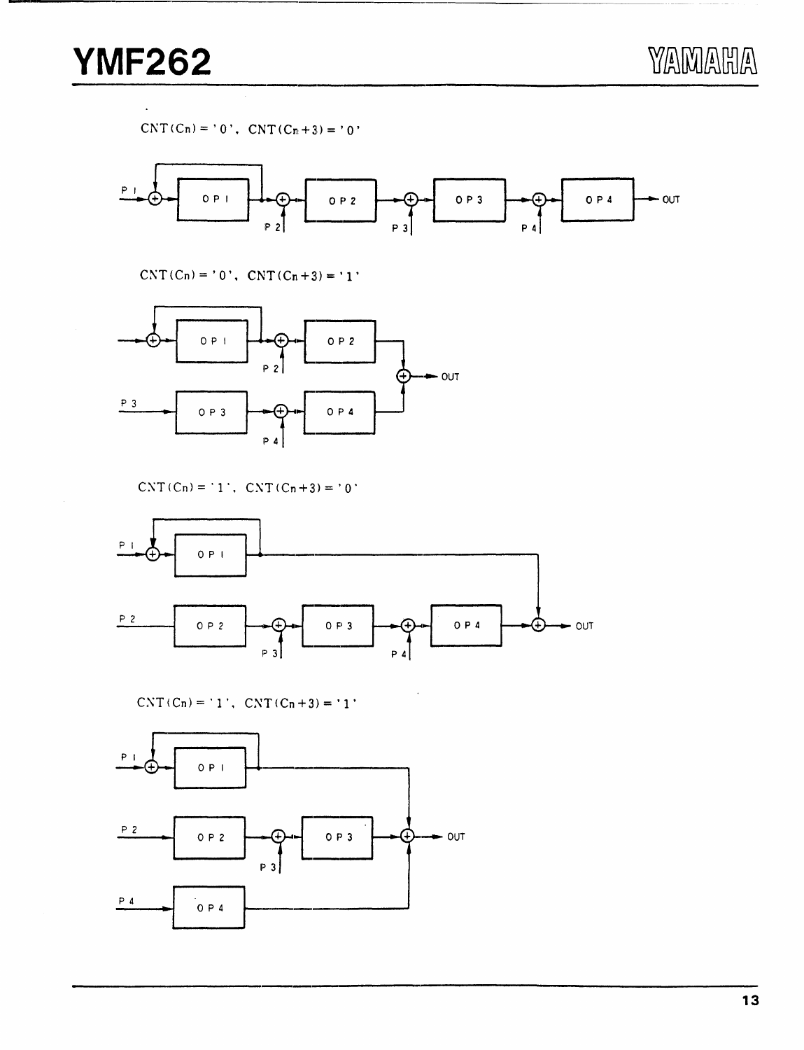CNT(Cn) = '0', CNT(Cn+3) = '0'

P1 → OP1 → OP2 → OP3 → OP4 → OUT

CNT(Cn) = '0', CNT(Cn+3) = '1'

OP1 → OP2 → OUT

P3 → OP3 → OP4 → OUT

CNT(Cn) = '1', CNT(Cn+3) = '0'

P1 → OP1 → OUT

P2 → OP2 → OP3 → OP4 → OUT

CNT(Cn) = '1', CNT(Cn+3) = '1'

P1 → OP1 → OUT

P2 → OP2 → OP3 → OUT

P4 → OP4 → OUT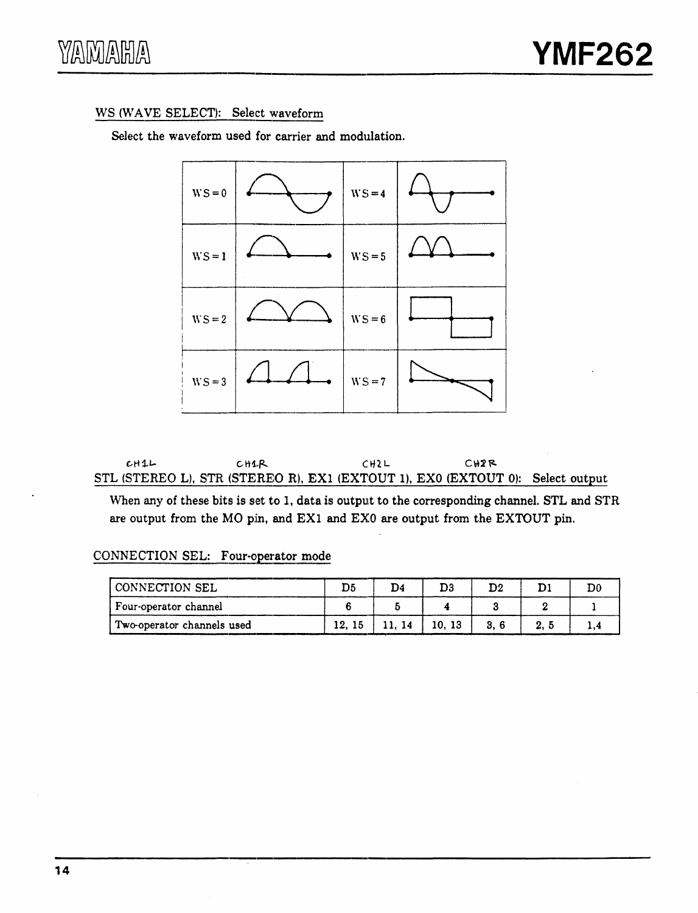WS (WAVE SELECT): Select waveform

Select the waveform used for carrier and modulation.

| WS=0 |  | WS=4 |  |
|---|---|---|---|
| WS=1 |  | WS=5 |  |
| WS=2 |  | WS=6 |  |
| WS=3 |  | WS=7 |  |

STL (STEREO L), STR (STEREO R), EX1 (EXTOUT 1), EX0 (EXTOUT 0): Select output

When any of these bits is set to 1, data is output to the corresponding channel. STL and STR are output from the MO pin, and EX1 and EX0 are output from the EXTOUT pin.

CONNECTION SEL: Four-operator mode

| CONNECTION SEL | D5 | D4 | D3 | D2 | D1 | D0 |
|---|---|---|---|---|---|---|
| Four-operator channel | 6 | 5 | 4 | 3 | 2 | 1 |
| Two-operator channels used | 12, 15 | 11, 14 | 10, 13 | 3, 6 | 2, 5 | 1,4 |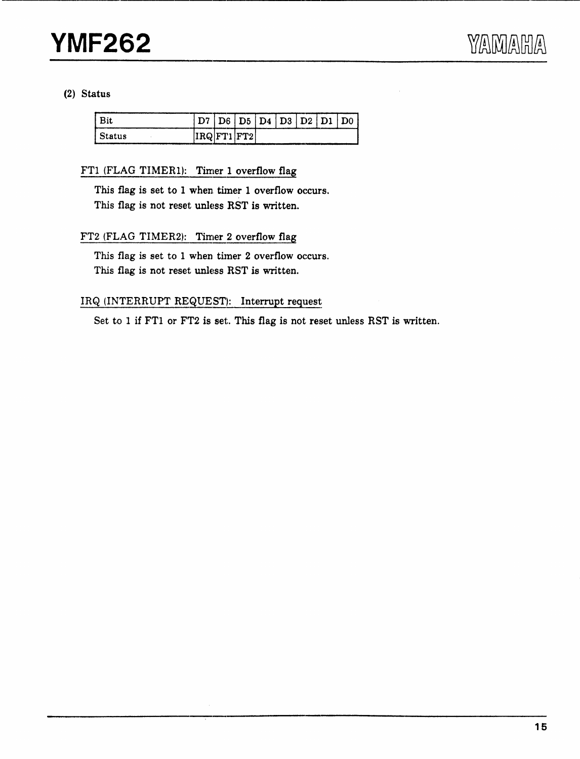(2) Status

| Bit | D7 | D6 | D5 | D4 | D3 | D2 | D1 | D0 |
|---|---|---|---|---|---|---|---|---|
| Status | IRQ | FT1 | FT2 | | | | | |

FT1 (FLAG TIMER1): Timer 1 overflow flag

This flag is set to 1 when timer 1 overflow occurs.
This flag is not reset unless RST is written.

FT2 (FLAG TIMER2): Timer 2 overflow flag

This flag is set to 1 when timer 2 overflow occurs.
This flag is not reset unless RST is written.

IRQ (INTERRUPT REQUEST): Interrupt request

Set to 1 if FT1 or FT2 is set. This flag is not reset unless RST is written.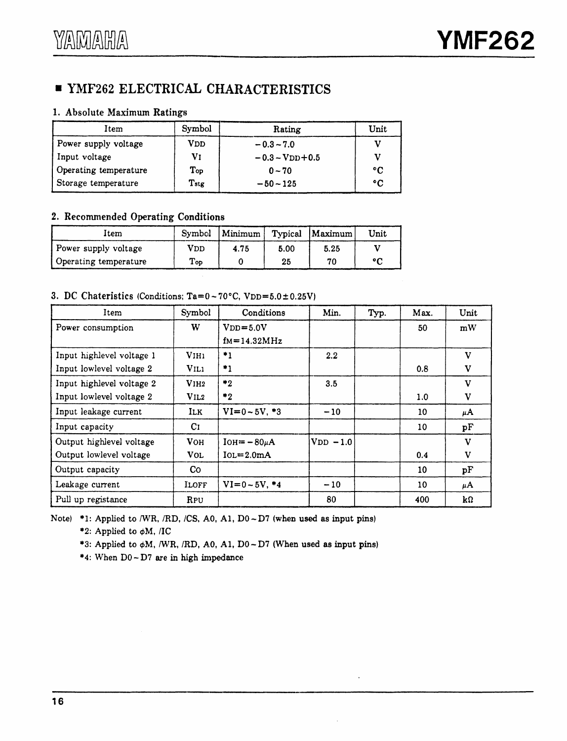## ■ YMF262 ELECTRICAL CHARACTERISTICS

### 1. Absolute Maximum Ratings

| Item | Symbol | Rating | Unit |
|---|---|---|---|
| Power supply voltage | $V_{DD}$ | −0.3~7.0 | V |
| Input voltage | $V_I$ | −0.3~$V_{DD}$+0.5 | V |
| Operating temperature | $T_{op}$ | 0~70 | °C |
| Storage temperature | $T_{stg}$ | −50~125 | °C |

### 2. Recommended Operating Conditions

| Item | Symbol | Minimum | Typical | Maximum | Unit |
|---|---|---|---|---|---|
| Power supply voltage | $V_{DD}$ | 4.75 | 5.00 | 5.25 | V |
| Operating temperature | $T_{op}$ | 0 | 25 | 70 | °C |

### 3. DC Chateristics (Conditions; Ta=0~70°C, $V_{DD}$=5.0±0.25V)

| Item | Symbol | Conditions | Min. | Typ. | Max. | Unit |
|---|---|---|---|---|---|---|
| Power consumption | W | $V_{DD}$=5.0V $f_M$=14.32MHz | | | 50 | mW |
| Input highlevel voltage 1 | $V_{IH1}$ | *1 | 2.2 | | | V |
| Input lowlevel voltage 2 | $V_{IL1}$ | *1 | | | 0.8 | V |
| Input highlevel voltage 2 | $V_{IH2}$ | *2 | 3.5 | | | V |
| Input lowlevel voltage 2 | $V_{IL2}$ | *2 | | | 1.0 | V |
| Input leakage current | $I_{LK}$ | VI=0~5V, *3 | −10 | | 10 | μA |
| Input capacity | $C_I$ | | | | 10 | pF |
| Output highlevel voltage | $V_{OH}$ | $I_{OH}$=−80μA | $V_{DD}$ −1.0 | | | V |
| Output lowlevel voltage | $V_{OL}$ | $I_{OL}$=2.0mA | | | 0.4 | V |
| Output capacity | Co | | | | 10 | pF |
| Leakage current | $I_{LOFF}$ | VI=0~5V, *4 | −10 | | 10 | μA |
| Pull up registance | $R_{PU}$ | | 80 | | 400 | kΩ |

Note)
*1: Applied to /WR, /RD, /CS, A0, A1, D0~D7 (when used as input pins)
*2: Applied to φM, /IC
*3: Applied to φM, /WR, /RD, A0, A1, D0~D7 (When used as input pins)
*4: When D0~D7 are in high impedance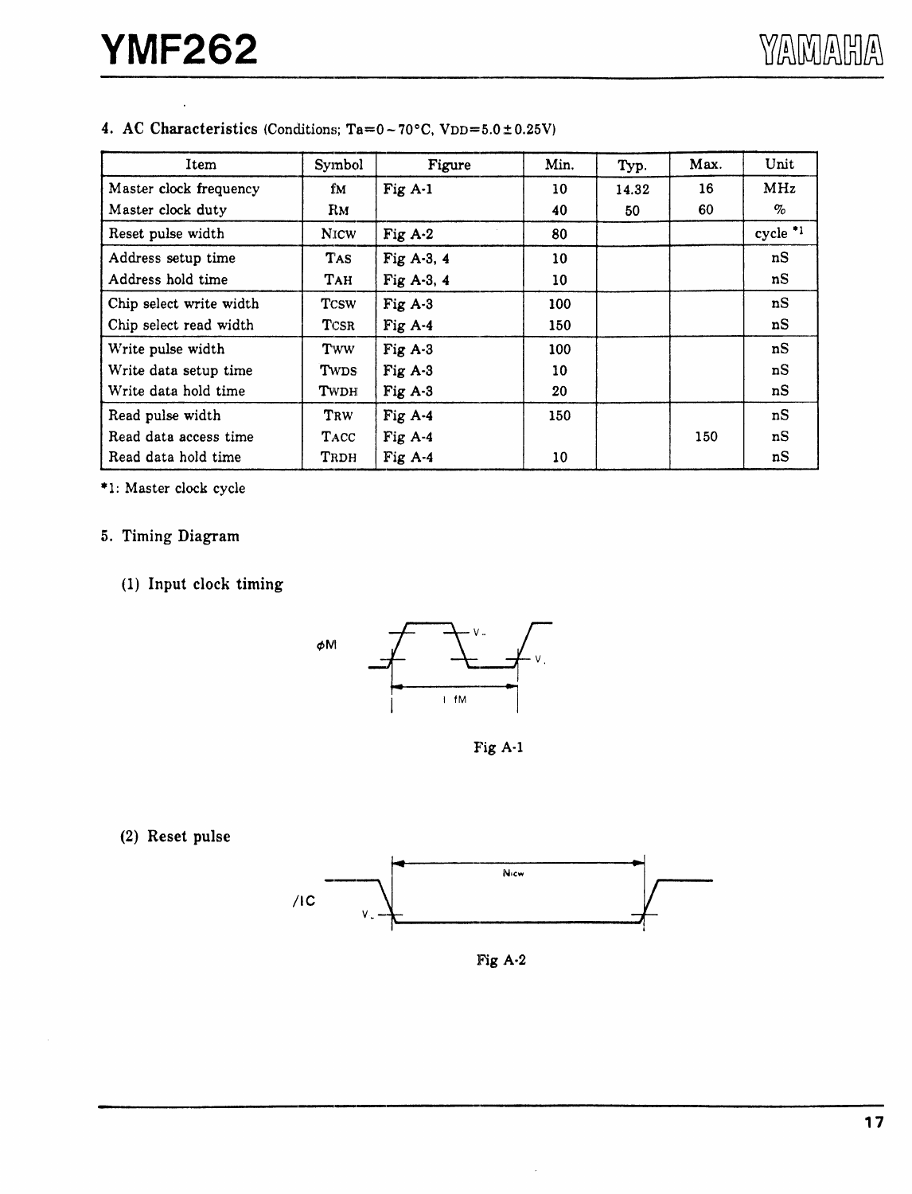## 4. AC Characteristics (Conditions; Ta=0 ~ 70°C, VDD=5.0 ± 0.25V)

| Item | Symbol | Figure | Min. | Typ. | Max. | Unit |
|---|---|---|---|---|---|---|
| Master clock frequency | fM | Fig A-1 | 10 | 14.32 | 16 | MHz |
| Master clock duty | RM | | 40 | 50 | 60 | % |
| Reset pulse width | NICW | Fig A-2 | 80 | | | cycle *1 |
| Address setup time | TAS | Fig A-3, 4 | 10 | | | nS |
| Address hold time | TAH | Fig A-3, 4 | 10 | | | nS |
| Chip select write width | TCSW | Fig A-3 | 100 | | | nS |
| Chip select read width | TCSR | Fig A-4 | 150 | | | nS |
| Write pulse width | TWW | Fig A-3 | 100 | | | nS |
| Write data setup time | TWDS | Fig A-3 | 10 | | | nS |
| Write data hold time | TWDH | Fig A-3 | 20 | | | nS |
| Read pulse width | TRW | Fig A-4 | 150 | | | nS |
| Read data access time | TACC | Fig A-4 | | | 150 | nS |
| Read data hold time | TRDH | Fig A-4 | 10 | | | nS |

*1: Master clock cycle

## 5. Timing Diagram

### (1) Input clock timing

Fig A-1

### (2) Reset pulse

Fig A-2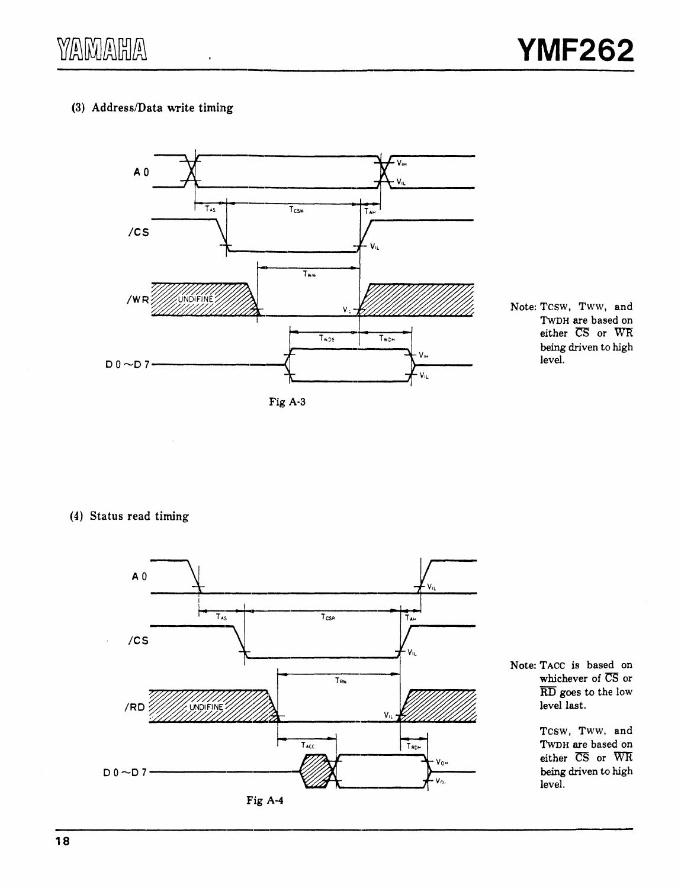### (3) Address/Data write timing

Fig A-3

Note: $T_{CSW}$, $T_{WW}$, and $T_{WDH}$ are based on either $\overline{CS}$ or $\overline{WR}$ being driven to high level.

### (4) Status read timing

Fig A-4

Note: $T_{ACC}$ is based on whichever of $\overline{CS}$ or $\overline{RD}$ goes to the low level last.

$T_{CSW}$, $T_{WW}$, and $T_{WDH}$ are based on either $\overline{CS}$ or $\overline{WR}$ being driven to high level.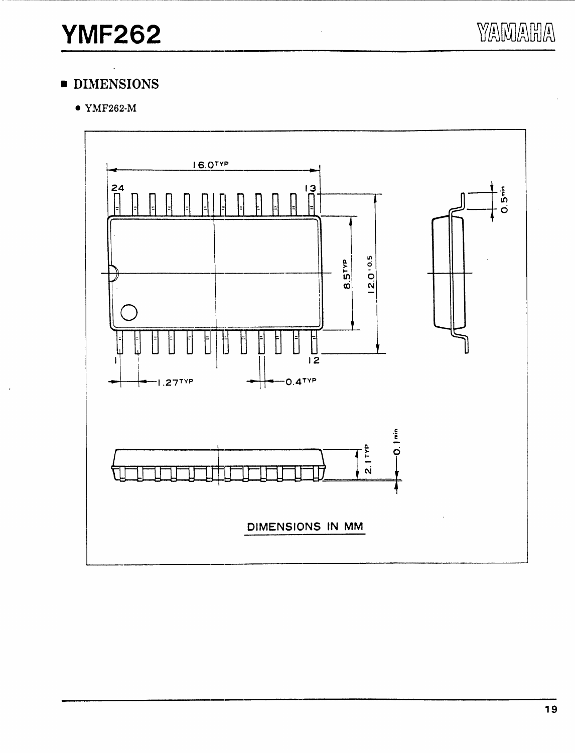## ■ DIMENSIONS

- YMF262-M

16.0 TYP

24

13

8.5 TYP

12.0 ±0.5

1

12

1.27 TYP

0.4 TYP

0.5 min

2.1 TYP

0.1 min

DIMENSIONS IN MM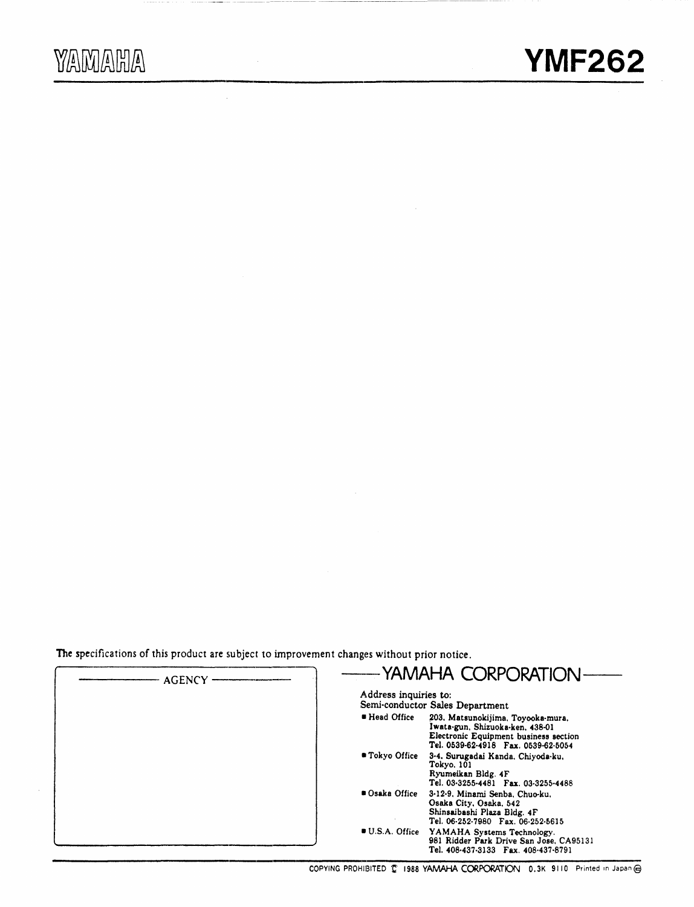The specifications of this product are subject to improvement changes without prior notice.

AGENCY

YAMAHA CORPORATION

Address inquiries to:
Semi-conductor Sales Department

- Head Office — 203, Matsunokijima, Toyooka-mura, Iwata-gun, Shizuoka-ken, 438-01
  Electronic Equipment business section
  Tel. 0539-62-4918 Fax. 0539-62-5054
- Tokyo Office — 3-4, Surugadai Kanda, Chiyoda-ku, Tokyo, 101
  Ryumeikan Bldg. 4F
  Tel. 03-3255-4481 Fax. 03-3255-4488
- Osaka Office — 3-12-9, Minami Senba, Chuo-ku, Osaka City, Osaka, 542
  Shinsaibashi Plaza Bldg. 4F
  Tel. 06-252-7980 Fax. 06-252-5615
- U.S.A. Office — YAMAHA Systems Technology.
  981 Ridder Park Drive San Jose, CA95131
  Tel. 408-437-3133 Fax. 408-437-8791

COPYING PROHIBITED © 1988 YAMAHA CORPORATION 0.3K 9110 Printed in Japan